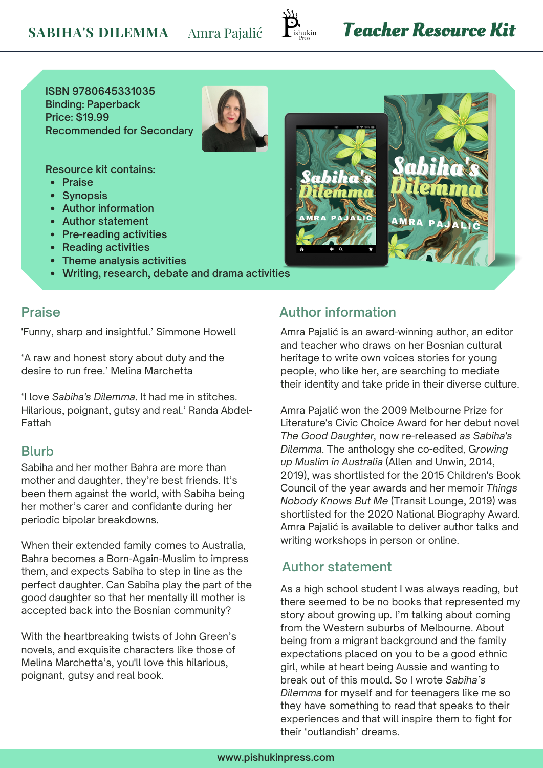**SABIHA'S DILEMMA** Amra Pajalić

# Teacher Resource Kit

ISBN 9780645331035
Binding: Paperback
Price: $19.99
Recommended for Secondary

Resource kit contains:

- Praise
- Synopsis
- Author information
- Author statement
- Pre-reading activities
- Reading activities
- Theme analysis activities
- Writing, research, debate and drama activities

## Praise

'Funny, sharp and insightful.' Simmone Howell

'A raw and honest story about duty and the desire to run free.' Melina Marchetta

'I love *Sabiha's Dilemma*. It had me in stitches. Hilarious, poignant, gutsy and real.' Randa Abdel-Fattah

## Blurb

Sabiha and her mother Bahra are more than mother and daughter, they're best friends. It's been them against the world, with Sabiha being her mother's carer and confidante during her periodic bipolar breakdowns.

When their extended family comes to Australia, Bahra becomes a Born-Again-Muslim to impress them, and expects Sabiha to step in line as the perfect daughter. Can Sabiha play the part of the good daughter so that her mentally ill mother is accepted back into the Bosnian community?

With the heartbreaking twists of John Green's novels, and exquisite characters like those of Melina Marchetta's, you'll love this hilarious, poignant, gutsy and real book.

## Author information

Amra Pajalić is an award-winning author, an editor and teacher who draws on her Bosnian cultural heritage to write own voices stories for young people, who like her, are searching to mediate their identity and take pride in their diverse culture.

Amra Pajalić won the 2009 Melbourne Prize for Literature's Civic Choice Award for her debut novel *The Good Daughter,* now re-released *as Sabiha's Dilemma*. The anthology she co-edited, *Growing up Muslim in Australia* (Allen and Unwin, 2014, 2019), was shortlisted for the 2015 Children's Book Council of the year awards and her memoir *Things Nobody Knows But Me* (Transit Lounge, 2019) was shortlisted for the 2020 National Biography Award. Amra Pajalić is available to deliver author talks and writing workshops in person or online.

## Author statement

As a high school student I was always reading, but there seemed to be no books that represented my story about growing up. I'm talking about coming from the Western suburbs of Melbourne. About being from a migrant background and the family expectations placed on you to be a good ethnic girl, while at heart being Aussie and wanting to break out of this mould. So I wrote *Sabiha's Dilemma* for myself and for teenagers like me so they have something to read that speaks to their experiences and that will inspire them to fight for their 'outlandish' dreams.

www.pishukinpress.com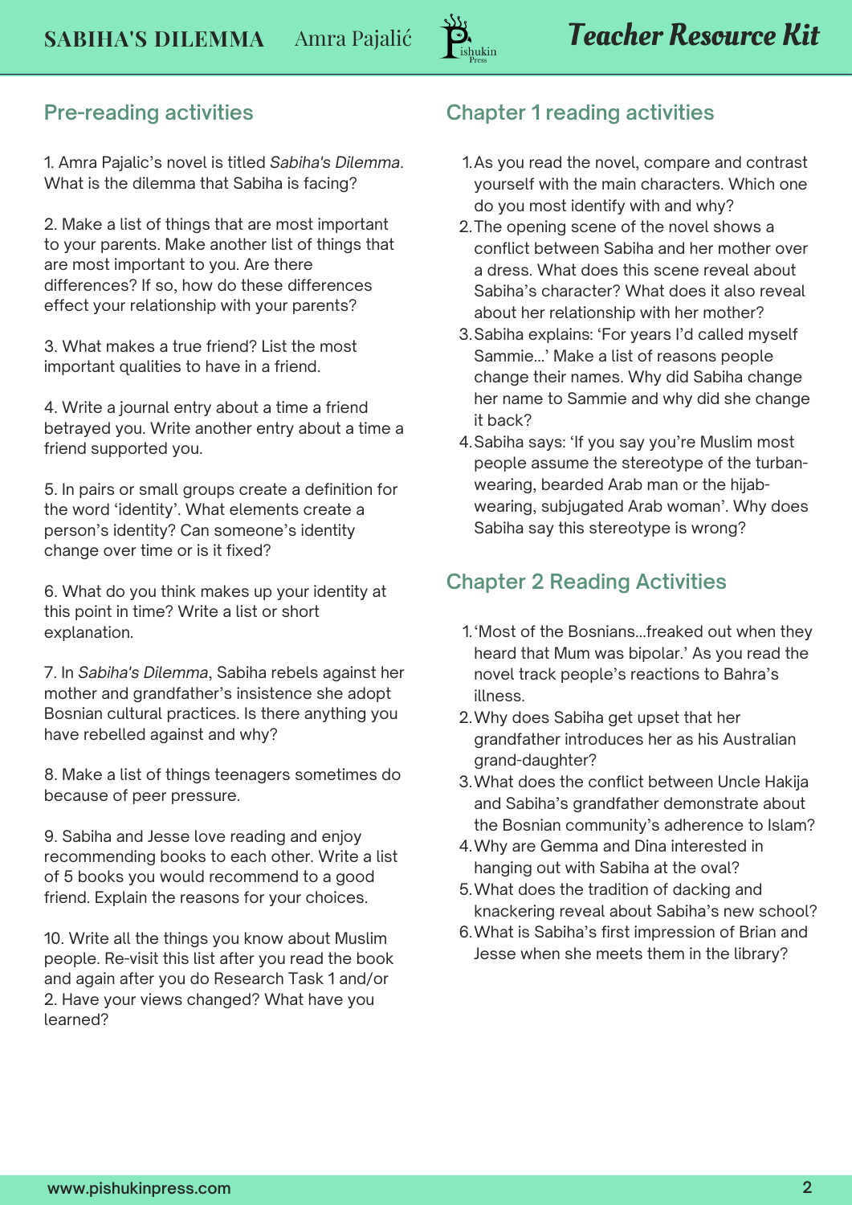## Pre-reading activities

1. Amra Pajalic's novel is titled *Sabiha's Dilemma*. What is the dilemma that Sabiha is facing?

2. Make a list of things that are most important to your parents. Make another list of things that are most important to you. Are there differences? If so, how do these differences effect your relationship with your parents?

3. What makes a true friend? List the most important qualities to have in a friend.

4. Write a journal entry about a time a friend betrayed you. Write another entry about a time a friend supported you.

5. In pairs or small groups create a definition for the word 'identity'. What elements create a person's identity? Can someone's identity change over time or is it fixed?

6. What do you think makes up your identity at this point in time? Write a list or short explanation.

7. In *Sabiha's Dilemma*, Sabiha rebels against her mother and grandfather's insistence she adopt Bosnian cultural practices. Is there anything you have rebelled against and why?

8. Make a list of things teenagers sometimes do because of peer pressure.

9. Sabiha and Jesse love reading and enjoy recommending books to each other. Write a list of 5 books you would recommend to a good friend. Explain the reasons for your choices.

10. Write all the things you know about Muslim people. Re-visit this list after you read the book and again after you do Research Task 1 and/or 2. Have your views changed? What have you learned?

## Chapter 1 reading activities

1. As you read the novel, compare and contrast yourself with the main characters. Which one do you most identify with and why?
2. The opening scene of the novel shows a conflict between Sabiha and her mother over a dress. What does this scene reveal about Sabiha's character? What does it also reveal about her relationship with her mother?
3. Sabiha explains: 'For years I'd called myself Sammie...' Make a list of reasons people change their names. Why did Sabiha change her name to Sammie and why did she change it back?
4. Sabiha says: 'If you say you're Muslim most people assume the stereotype of the turban-wearing, bearded Arab man or the hijab-wearing, subjugated Arab woman'. Why does Sabiha say this stereotype is wrong?

## Chapter 2 Reading Activities

1. 'Most of the Bosnians...freaked out when they heard that Mum was bipolar.' As you read the novel track people's reactions to Bahra's illness.
2. Why does Sabiha get upset that her grandfather introduces her as his Australian grand-daughter?
3. What does the conflict between Uncle Hakija and Sabiha's grandfather demonstrate about the Bosnian community's adherence to Islam?
4. Why are Gemma and Dina interested in hanging out with Sabiha at the oval?
5. What does the tradition of dacking and knackering reveal about Sabiha's new school?
6. What is Sabiha's first impression of Brian and Jesse when she meets them in the library?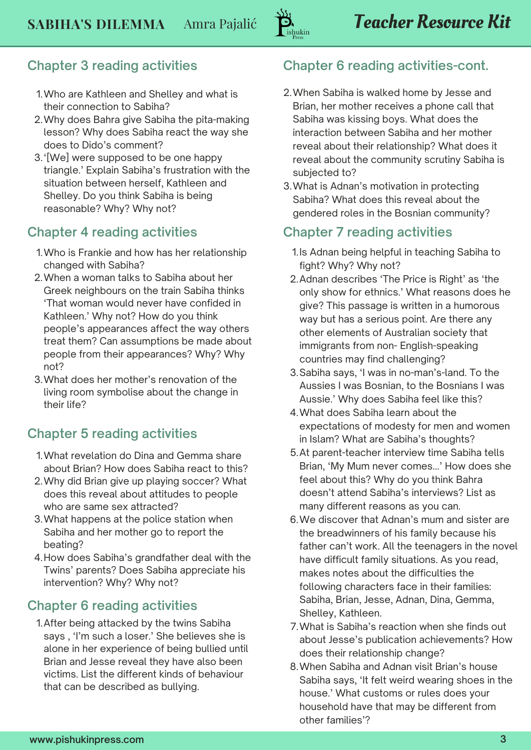## Chapter 3 reading activities

1. Who are Kathleen and Shelley and what is their connection to Sabiha?
2. Why does Bahra give Sabiha the pita-making lesson? Why does Sabiha react the way she does to Dido's comment?
3. '[We] were supposed to be one happy triangle.' Explain Sabiha's frustration with the situation between herself, Kathleen and Shelley. Do you think Sabiha is being reasonable? Why? Why not?

## Chapter 4 reading activities

1. Who is Frankie and how has her relationship changed with Sabiha?
2. When a woman talks to Sabiha about her Greek neighbours on the train Sabiha thinks 'That woman would never have confided in Kathleen.' Why not? How do you think people's appearances affect the way others treat them? Can assumptions be made about people from their appearances? Why? Why not?
3. What does her mother's renovation of the living room symbolise about the change in their life?

## Chapter 5 reading activities

1. What revelation do Dina and Gemma share about Brian? How does Sabiha react to this?
2. Why did Brian give up playing soccer? What does this reveal about attitudes to people who are same sex attracted?
3. What happens at the police station when Sabiha and her mother go to report the beating?
4. How does Sabiha's grandfather deal with the Twins' parents? Does Sabiha appreciate his intervention? Why? Why not?

## Chapter 6 reading activities

1. After being attacked by the twins Sabiha says , 'I'm such a loser.' She believes she is alone in her experience of being bullied until Brian and Jesse reveal they have also been victims. List the different kinds of behaviour that can be described as bullying.

## Chapter 6 reading activities-cont.

2. When Sabiha is walked home by Jesse and Brian, her mother receives a phone call that Sabiha was kissing boys. What does the interaction between Sabiha and her mother reveal about their relationship? What does it reveal about the community scrutiny Sabiha is subjected to?
3. What is Adnan's motivation in protecting Sabiha? What does this reveal about the gendered roles in the Bosnian community?

## Chapter 7 reading activities

1. Is Adnan being helpful in teaching Sabiha to fight? Why? Why not?
2. Adnan describes 'The Price is Right' as 'the only show for ethnics.' What reasons does he give? This passage is written in a humorous way but has a serious point. Are there any other elements of Australian society that immigrants from non- English-speaking countries may find challenging?
3. Sabiha says, 'I was in no-man's-land. To the Aussies I was Bosnian, to the Bosnians I was Aussie.' Why does Sabiha feel like this?
4. What does Sabiha learn about the expectations of modesty for men and women in Islam? What are Sabiha's thoughts?
5. At parent-teacher interview time Sabiha tells Brian, 'My Mum never comes...' How does she feel about this? Why do you think Bahra doesn't attend Sabiha's interviews? List as many different reasons as you can.
6. We discover that Adnan's mum and sister are the breadwinners of his family because his father can't work. All the teenagers in the novel have difficult family situations. As you read, makes notes about the difficulties the following characters face in their families: Sabiha, Brian, Jesse, Adnan, Dina, Gemma, Shelley, Kathleen.
7. What is Sabiha's reaction when she finds out about Jesse's publication achievements? How does their relationship change?
8. When Sabiha and Adnan visit Brian's house Sabiha says, 'It felt weird wearing shoes in the house.' What customs or rules does your household have that may be different from other families'?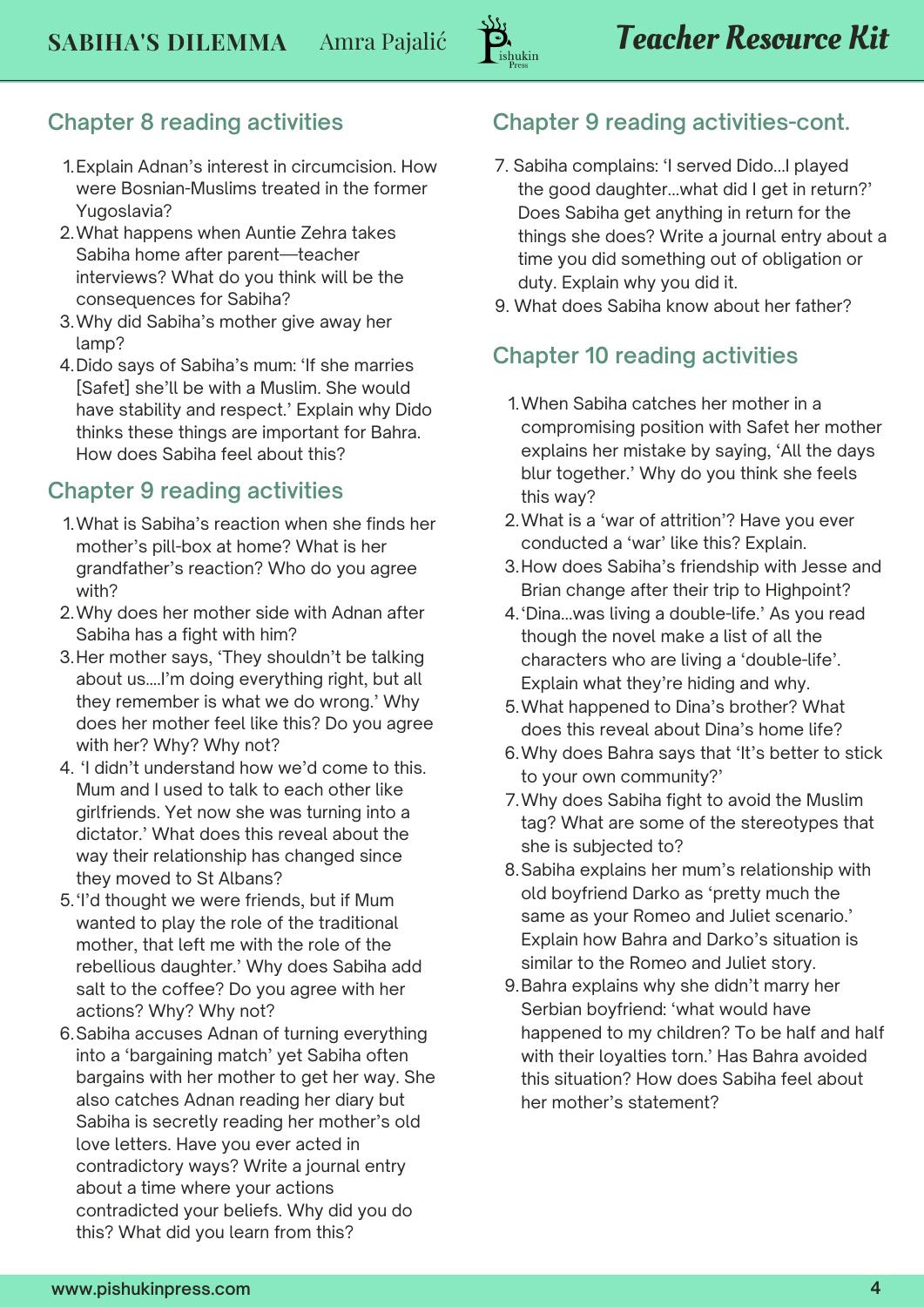## Chapter 8 reading activities

1. Explain Adnan's interest in circumcision. How were Bosnian-Muslims treated in the former Yugoslavia?
2. What happens when Auntie Zehra takes Sabiha home after parent—teacher interviews? What do you think will be the consequences for Sabiha?
3. Why did Sabiha's mother give away her lamp?
4. Dido says of Sabiha's mum: 'If she marries [Safet] she'll be with a Muslim. She would have stability and respect.' Explain why Dido thinks these things are important for Bahra. How does Sabiha feel about this?

## Chapter 9 reading activities

1. What is Sabiha's reaction when she finds her mother's pill-box at home? What is her grandfather's reaction? Who do you agree with?
2. Why does her mother side with Adnan after Sabiha has a fight with him?
3. Her mother says, 'They shouldn't be talking about us....I'm doing everything right, but all they remember is what we do wrong.' Why does her mother feel like this? Do you agree with her? Why? Why not?
4. 'I didn't understand how we'd come to this. Mum and I used to talk to each other like girlfriends. Yet now she was turning into a dictator.' What does this reveal about the way their relationship has changed since they moved to St Albans?
5. 'I'd thought we were friends, but if Mum wanted to play the role of the traditional mother, that left me with the role of the rebellious daughter.' Why does Sabiha add salt to the coffee? Do you agree with her actions? Why? Why not?
6. Sabiha accuses Adnan of turning everything into a 'bargaining match' yet Sabiha often bargains with her mother to get her way. She also catches Adnan reading her diary but Sabiha is secretly reading her mother's old love letters. Have you ever acted in contradictory ways? Write a journal entry about a time where your actions contradicted your beliefs. Why did you do this? What did you learn from this?

## Chapter 9 reading activities-cont.

7. Sabiha complains: 'I served Dido...I played the good daughter...what did I get in return?' Does Sabiha get anything in return for the things she does? Write a journal entry about a time you did something out of obligation or duty. Explain why you did it.
9. What does Sabiha know about her father?

## Chapter 10 reading activities

1. When Sabiha catches her mother in a compromising position with Safet her mother explains her mistake by saying, 'All the days blur together.' Why do you think she feels this way?
2. What is a 'war of attrition'? Have you ever conducted a 'war' like this? Explain.
3. How does Sabiha's friendship with Jesse and Brian change after their trip to Highpoint?
4. 'Dina...was living a double-life.' As you read though the novel make a list of all the characters who are living a 'double-life'. Explain what they're hiding and why.
5. What happened to Dina's brother? What does this reveal about Dina's home life?
6. Why does Bahra says that 'It's better to stick to your own community?'
7. Why does Sabiha fight to avoid the Muslim tag? What are some of the stereotypes that she is subjected to?
8. Sabiha explains her mum's relationship with old boyfriend Darko as 'pretty much the same as your Romeo and Juliet scenario.' Explain how Bahra and Darko's situation is similar to the Romeo and Juliet story.
9. Bahra explains why she didn't marry her Serbian boyfriend: 'what would have happened to my children? To be half and half with their loyalties torn.' Has Bahra avoided this situation? How does Sabiha feel about her mother's statement?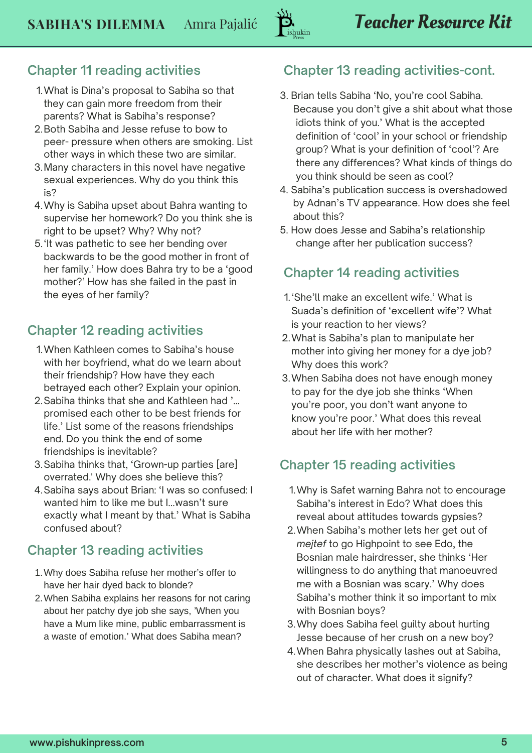## Chapter 11 reading activities

1. What is Dina's proposal to Sabiha so that they can gain more freedom from their parents? What is Sabiha's response?
2. Both Sabiha and Jesse refuse to bow to peer- pressure when others are smoking. List other ways in which these two are similar.
3. Many characters in this novel have negative sexual experiences. Why do you think this is?
4. Why is Sabiha upset about Bahra wanting to supervise her homework? Do you think she is right to be upset? Why? Why not?
5. 'It was pathetic to see her bending over backwards to be the good mother in front of her family.' How does Bahra try to be a 'good mother?' How has she failed in the past in the eyes of her family?

## Chapter 12 reading activities

1. When Kathleen comes to Sabiha's house with her boyfriend, what do we learn about their friendship? How have they each betrayed each other? Explain your opinion.
2. Sabiha thinks that she and Kathleen had '... promised each other to be best friends for life.' List some of the reasons friendships end. Do you think the end of some friendships is inevitable?
3. Sabiha thinks that, 'Grown-up parties [are] overrated.' Why does she believe this?
4. Sabiha says about Brian: 'I was so confused: I wanted him to like me but I...wasn't sure exactly what I meant by that.' What is Sabiha confused about?

## Chapter 13 reading activities

1. Why does Sabiha refuse her mother's offer to have her hair dyed back to blonde?
2. When Sabiha explains her reasons for not caring about her patchy dye job she says, 'When you have a Mum like mine, public embarrassment is a waste of emotion.' What does Sabiha mean?

## Chapter 13 reading activities-cont.

3. Brian tells Sabiha 'No, you're cool Sabiha. Because you don't give a shit about what those idiots think of you.' What is the accepted definition of 'cool' in your school or friendship group? What is your definition of 'cool'? Are there any differences? What kinds of things do you think should be seen as cool?
4. Sabiha's publication success is overshadowed by Adnan's TV appearance. How does she feel about this?
5. How does Jesse and Sabiha's relationship change after her publication success?

## Chapter 14 reading activities

1. 'She'll make an excellent wife.' What is Suada's definition of 'excellent wife'? What is your reaction to her views?
2. What is Sabiha's plan to manipulate her mother into giving her money for a dye job? Why does this work?
3. When Sabiha does not have enough money to pay for the dye job she thinks 'When you're poor, you don't want anyone to know you're poor.' What does this reveal about her life with her mother?

## Chapter 15 reading activities

1. Why is Safet warning Bahra not to encourage Sabiha's interest in Edo? What does this reveal about attitudes towards gypsies?
2. When Sabiha's mother lets her get out of *mejtef* to go Highpoint to see Edo, the Bosnian male hairdresser, she thinks 'Her willingness to do anything that manoeuvred me with a Bosnian was scary.' Why does Sabiha's mother think it so important to mix with Bosnian boys?
3. Why does Sabiha feel guilty about hurting Jesse because of her crush on a new boy?
4. When Bahra physically lashes out at Sabiha, she describes her mother's violence as being out of character. What does it signify?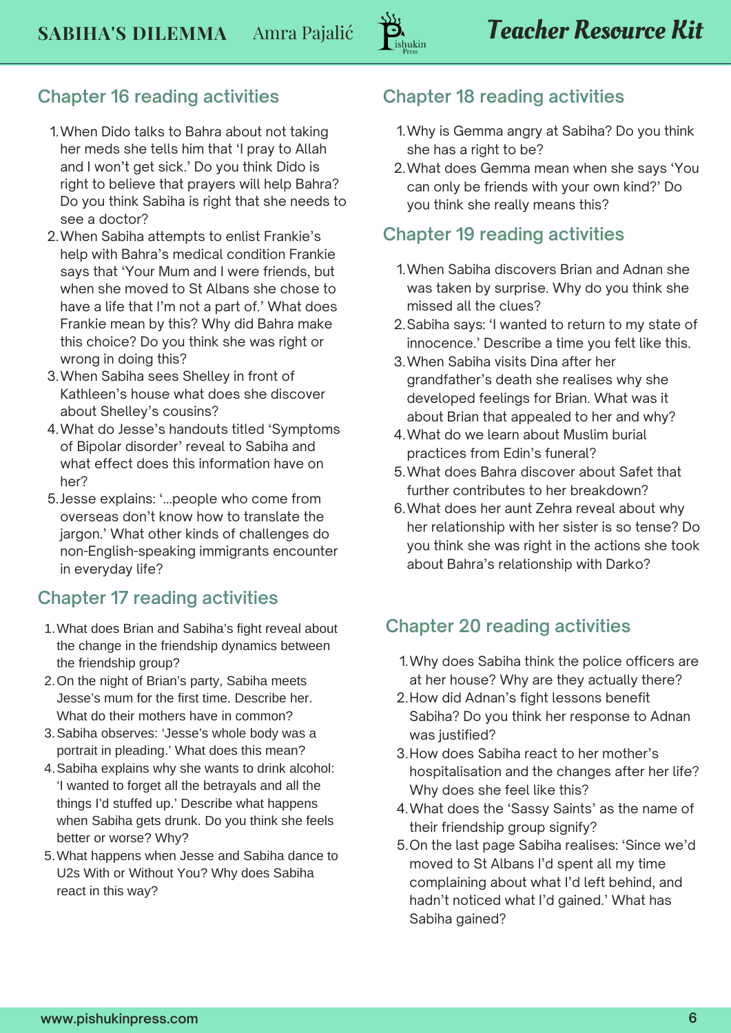## Chapter 16 reading activities

1. When Dido talks to Bahra about not taking her meds she tells him that 'I pray to Allah and I won't get sick.' Do you think Dido is right to believe that prayers will help Bahra? Do you think Sabiha is right that she needs to see a doctor?
2. When Sabiha attempts to enlist Frankie's help with Bahra's medical condition Frankie says that 'Your Mum and I were friends, but when she moved to St Albans she chose to have a life that I'm not a part of.' What does Frankie mean by this? Why did Bahra make this choice? Do you think she was right or wrong in doing this?
3. When Sabiha sees Shelley in front of Kathleen's house what does she discover about Shelley's cousins?
4. What do Jesse's handouts titled 'Symptoms of Bipolar disorder' reveal to Sabiha and what effect does this information have on her?
5. Jesse explains: '...people who come from overseas don't know how to translate the jargon.' What other kinds of challenges do non-English-speaking immigrants encounter in everyday life?

## Chapter 17 reading activities

1. What does Brian and Sabiha's fight reveal about the change in the friendship dynamics between the friendship group?
2. On the night of Brian's party, Sabiha meets Jesse's mum for the first time. Describe her. What do their mothers have in common?
3. Sabiha observes: 'Jesse's whole body was a portrait in pleading.' What does this mean?
4. Sabiha explains why she wants to drink alcohol: 'I wanted to forget all the betrayals and all the things I'd stuffed up.' Describe what happens when Sabiha gets drunk. Do you think she feels better or worse? Why?
5. What happens when Jesse and Sabiha dance to U2s With or Without You? Why does Sabiha react in this way?

## Chapter 18 reading activities

1. Why is Gemma angry at Sabiha? Do you think she has a right to be?
2. What does Gemma mean when she says 'You can only be friends with your own kind?' Do you think she really means this?

## Chapter 19 reading activities

1. When Sabiha discovers Brian and Adnan she was taken by surprise. Why do you think she missed all the clues?
2. Sabiha says: 'I wanted to return to my state of innocence.' Describe a time you felt like this.
3. When Sabiha visits Dina after her grandfather's death she realises why she developed feelings for Brian. What was it about Brian that appealed to her and why?
4. What do we learn about Muslim burial practices from Edin's funeral?
5. What does Bahra discover about Safet that further contributes to her breakdown?
6. What does her aunt Zehra reveal about why her relationship with her sister is so tense? Do you think she was right in the actions she took about Bahra's relationship with Darko?

## Chapter 20 reading activities

1. Why does Sabiha think the police officers are at her house? Why are they actually there?
2. How did Adnan's fight lessons benefit Sabiha? Do you think her response to Adnan was justified?
3. How does Sabiha react to her mother's hospitalisation and the changes after her life? Why does she feel like this?
4. What does the 'Sassy Saints' as the name of their friendship group signify?
5. On the last page Sabiha realises: 'Since we'd moved to St Albans I'd spent all my time complaining about what I'd left behind, and hadn't noticed what I'd gained.' What has Sabiha gained?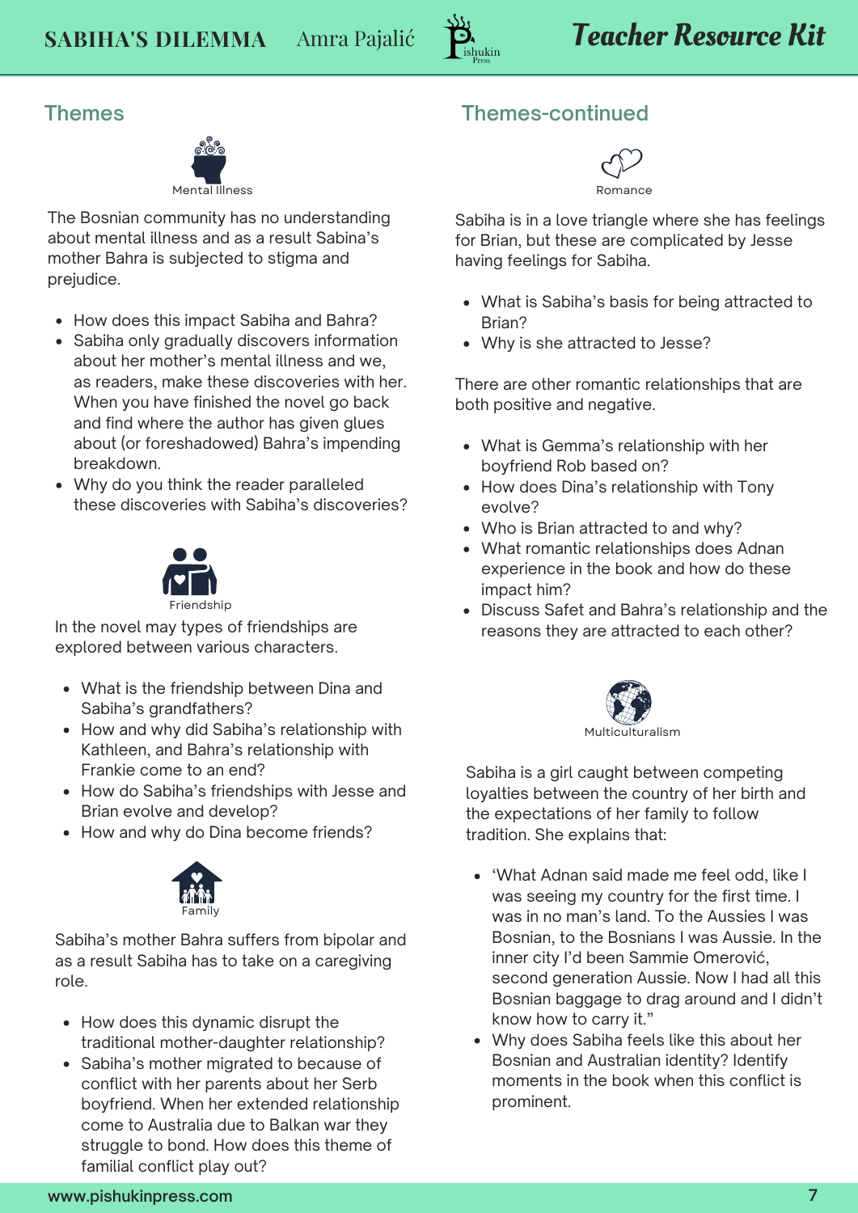## Themes

Mental Illness

The Bosnian community has no understanding about mental illness and as a result Sabina's mother Bahra is subjected to stigma and prejudice.

- How does this impact Sabiha and Bahra?
- Sabiha only gradually discovers information about her mother's mental illness and we, as readers, make these discoveries with her. When you have finished the novel go back and find where the author has given glues about (or foreshadowed) Bahra's impending breakdown.
- Why do you think the reader paralleled these discoveries with Sabiha's discoveries?

Friendship

In the novel may types of friendships are explored between various characters.

- What is the friendship between Dina and Sabiha's grandfathers?
- How and why did Sabiha's relationship with Kathleen, and Bahra's relationship with Frankie come to an end?
- How do Sabiha's friendships with Jesse and Brian evolve and develop?
- How and why do Dina become friends?

Family

Sabiha's mother Bahra suffers from bipolar and as a result Sabiha has to take on a caregiving role.

- How does this dynamic disrupt the traditional mother-daughter relationship?
- Sabiha's mother migrated to because of conflict with her parents about her Serb boyfriend. When her extended relationship come to Australia due to Balkan war they struggle to bond. How does this theme of familial conflict play out?

## Themes-continued

Romance

Sabiha is in a love triangle where she has feelings for Brian, but these are complicated by Jesse having feelings for Sabiha.

- What is Sabiha's basis for being attracted to Brian?
- Why is she attracted to Jesse?

There are other romantic relationships that are both positive and negative.

- What is Gemma's relationship with her boyfriend Rob based on?
- How does Dina's relationship with Tony evolve?
- Who is Brian attracted to and why?
- What romantic relationships does Adnan experience in the book and how do these impact him?
- Discuss Safet and Bahra's relationship and the reasons they are attracted to each other?

Multiculturalism

Sabiha is a girl caught between competing loyalties between the country of her birth and the expectations of her family to follow tradition. She explains that:

- 'What Adnan said made me feel odd, like I was seeing my country for the first time. I was in no man's land. To the Aussies I was Bosnian, to the Bosnians I was Aussie. In the inner city I'd been Sammie Omerović, second generation Aussie. Now I had all this Bosnian baggage to drag around and I didn't know how to carry it."
- Why does Sabiha feels like this about her Bosnian and Australian identity? Identify moments in the book when this conflict is prominent.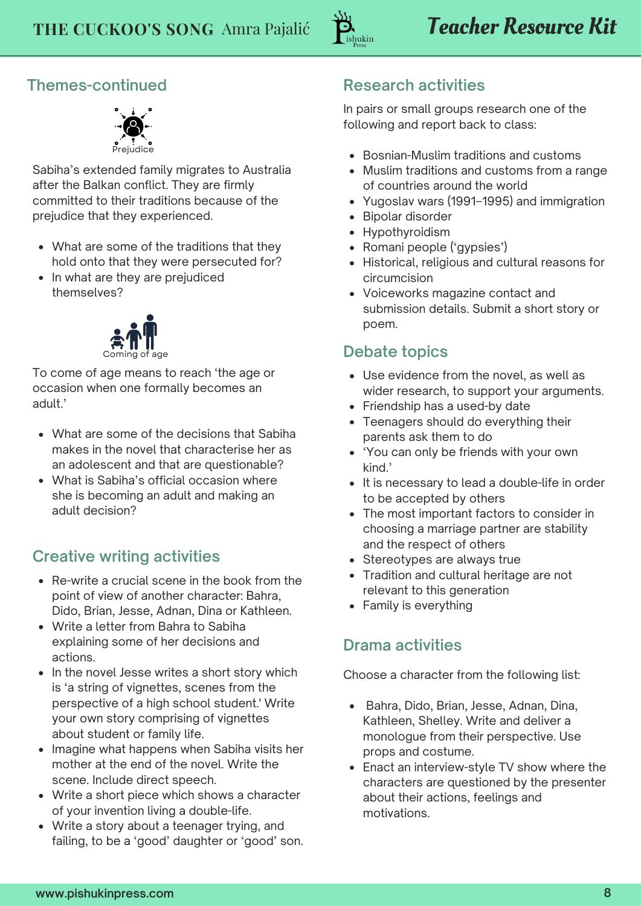## Themes-continued

Prejudice

Sabiha's extended family migrates to Australia after the Balkan conflict. They are firmly committed to their traditions because of the prejudice that they experienced.

- What are some of the traditions that they hold onto that they were persecuted for?
- In what are they are prejudiced themselves?

Coming of age

To come of age means to reach 'the age or occasion when one formally becomes an adult.'

- What are some of the decisions that Sabiha makes in the novel that characterise her as an adolescent and that are questionable?
- What is Sabiha's official occasion where she is becoming an adult and making an adult decision?

## Creative writing activities

- Re-write a crucial scene in the book from the point of view of another character: Bahra, Dido, Brian, Jesse, Adnan, Dina or Kathleen.
- Write a letter from Bahra to Sabiha explaining some of her decisions and actions.
- In the novel Jesse writes a short story which is 'a string of vignettes, scenes from the perspective of a high school student.' Write your own story comprising of vignettes about student or family life.
- Imagine what happens when Sabiha visits her mother at the end of the novel. Write the scene. Include direct speech.
- Write a short piece which shows a character of your invention living a double-life.
- Write a story about a teenager trying, and failing, to be a 'good' daughter or 'good' son.

## Research activities

In pairs or small groups research one of the following and report back to class:

- Bosnian-Muslim traditions and customs
- Muslim traditions and customs from a range of countries around the world
- Yugoslav wars (1991–1995) and immigration
- Bipolar disorder
- Hypothyroidism
- Romani people ('gypsies')
- Historical, religious and cultural reasons for circumcision
- Voiceworks magazine contact and submission details. Submit a short story or poem.

## Debate topics

- Use evidence from the novel, as well as wider research, to support your arguments.
- Friendship has a used-by date
- Teenagers should do everything their parents ask them to do
- 'You can only be friends with your own kind.'
- It is necessary to lead a double-life in order to be accepted by others
- The most important factors to consider in choosing a marriage partner are stability and the respect of others
- Stereotypes are always true
- Tradition and cultural heritage are not relevant to this generation
- Family is everything

## Drama activities

Choose a character from the following list:

- Bahra, Dido, Brian, Jesse, Adnan, Dina, Kathleen, Shelley. Write and deliver a monologue from their perspective. Use props and costume.
- Enact an interview-style TV show where the characters are questioned by the presenter about their actions, feelings and motivations.